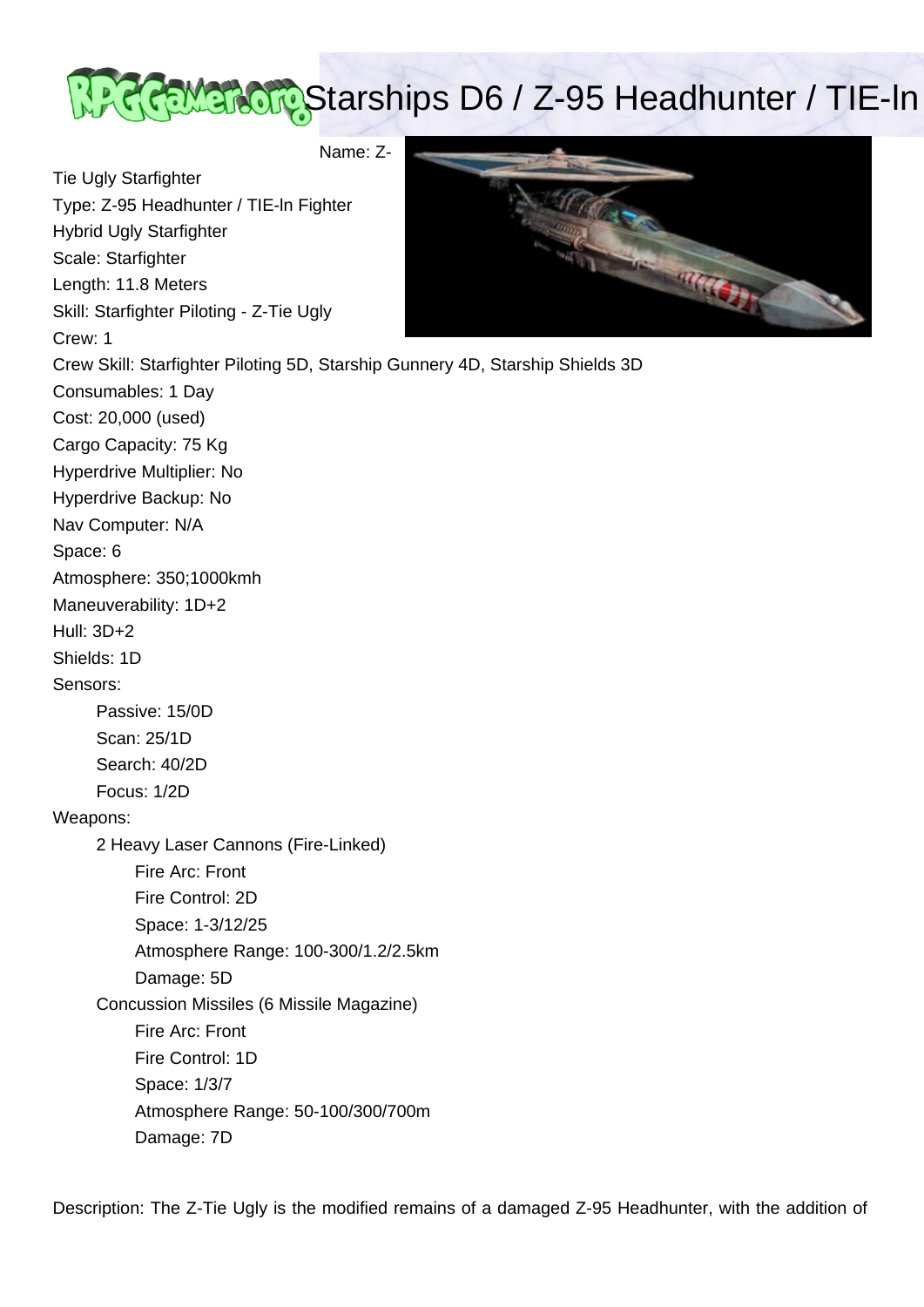# Starships D6 / Z-95 Headhunter / TIE-ln

Name: Z-Tie Ugly Starfighter
Type: Z-95 Headhunter / TIE-ln Fighter Hybrid Ugly Starfighter
Scale: Starfighter
Length: 11.8 Meters
Skill: Starfighter Piloting - Z-Tie Ugly
Crew: 1
Crew Skill: Starfighter Piloting 5D, Starship Gunnery 4D, Starship Shields 3D
Consumables: 1 Day
Cost: 20,000 (used)
Cargo Capacity: 75 Kg
Hyperdrive Multiplier: No
Hyperdrive Backup: No
Nav Computer: N/A
Space: 6
Atmosphere: 350;1000kmh
Maneuverability: 1D+2
Hull: 3D+2
Shields: 1D
Sensors:

- Passive: 15/0D
- Scan: 25/1D
- Search: 40/2D
- Focus: 1/2D

Weapons:

- 2 Heavy Laser Cannons (Fire-Linked)
  - Fire Arc: Front
  - Fire Control: 2D
  - Space: 1-3/12/25
  - Atmosphere Range: 100-300/1.2/2.5km
  - Damage: 5D
- Concussion Missiles (6 Missile Magazine)
  - Fire Arc: Front
  - Fire Control: 1D
  - Space: 1/3/7
  - Atmosphere Range: 50-100/300/700m
  - Damage: 7D

Description: The Z-Tie Ugly is the modified remains of a damaged Z-95 Headhunter, with the addition of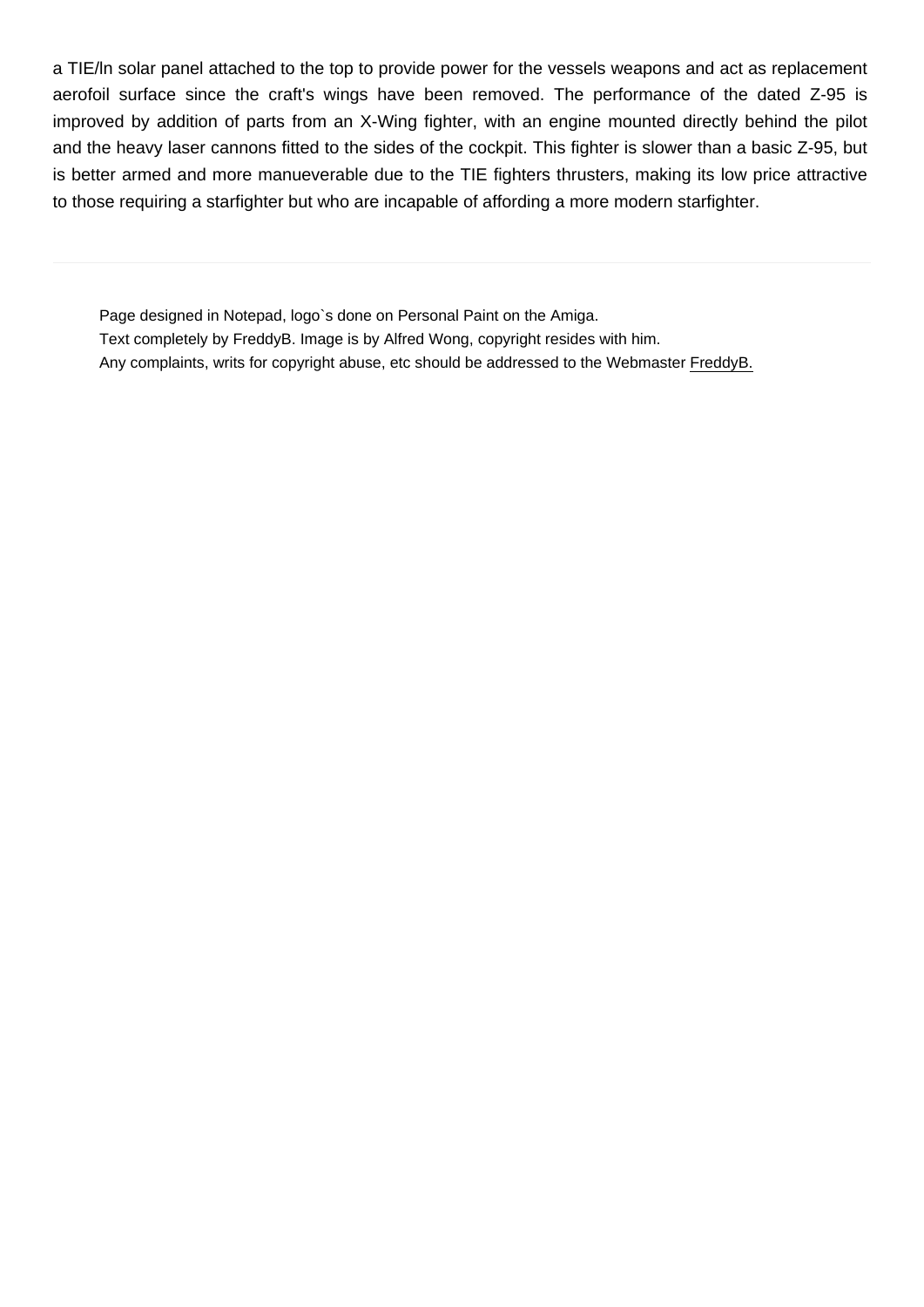a TIE/ln solar panel attached to the top to provide power for the vessels weapons and act as replacement aerofoil surface since the craft's wings have been removed. The performance of the dated Z-95 is improved by addition of parts from an X-Wing fighter, with an engine mounted directly behind the pilot and the heavy laser cannons fitted to the sides of the cockpit. This fighter is slower than a basic Z-95, but is better armed and more manueverable due to the TIE fighters thrusters, making its low price attractive to those requiring a starfighter but who are incapable of affording a more modern starfighter.

---

Page designed in Notepad, logo`s done on Personal Paint on the Amiga.
Text completely by FreddyB. Image is by Alfred Wong, copyright resides with him.
Any complaints, writs for copyright abuse, etc should be addressed to the Webmaster FreddyB.